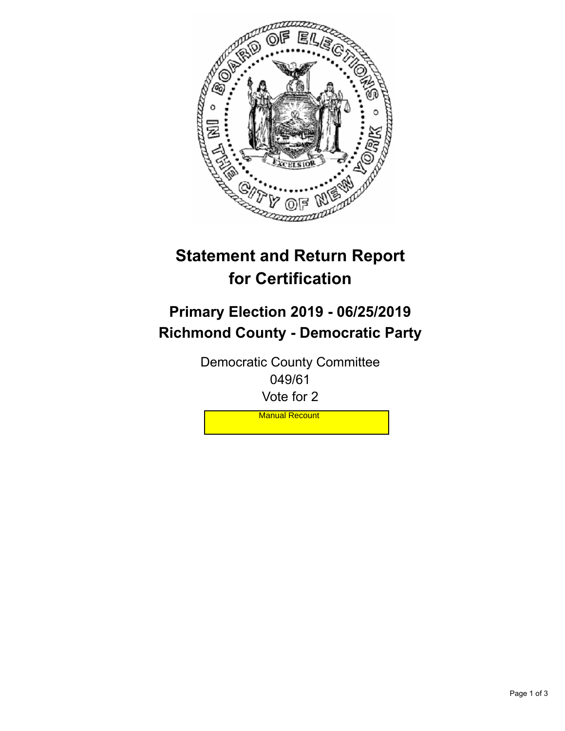# Statement and Return Report for Certification

## Primary Election 2019 - 06/25/2019
## Richmond County - Democratic Party

Democratic County Committee
049/61
Vote for 2

Manual Recount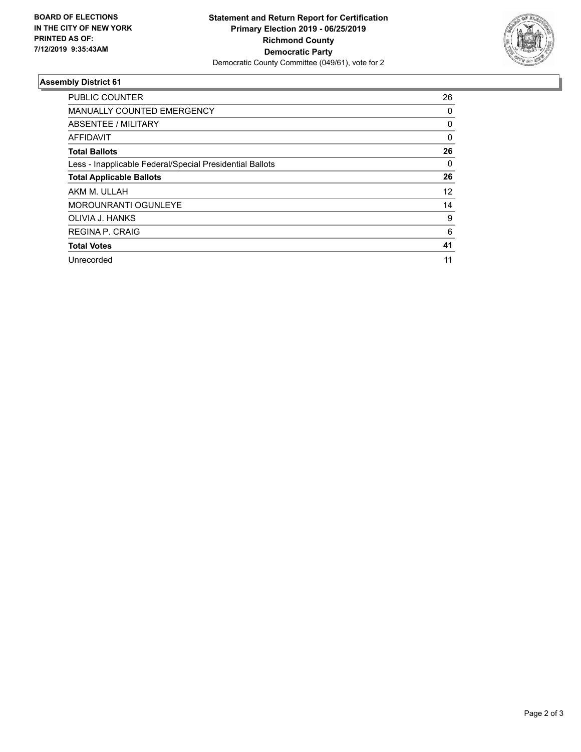**BOARD OF ELECTIONS IN THE CITY OF NEW YORK PRINTED AS OF: 7/12/2019 9:35:43AM**

**Statement and Return Report for Certification Primary Election 2019 - 06/25/2019 Richmond County Democratic Party**

Democratic County Committee (049/61), vote for 2

## Assembly District 61

| | |
|---|---|
| PUBLIC COUNTER | 26 |
| MANUALLY COUNTED EMERGENCY | 0 |
| ABSENTEE / MILITARY | 0 |
| AFFIDAVIT | 0 |
| **Total Ballots** | **26** |
| Less - Inapplicable Federal/Special Presidential Ballots | 0 |
| **Total Applicable Ballots** | **26** |
| AKM M. ULLAH | 12 |
| MOROUNRANTI OGUNLEYE | 14 |
| OLIVIA J. HANKS | 9 |
| REGINA P. CRAIG | 6 |
| **Total Votes** | **41** |
| Unrecorded | 11 |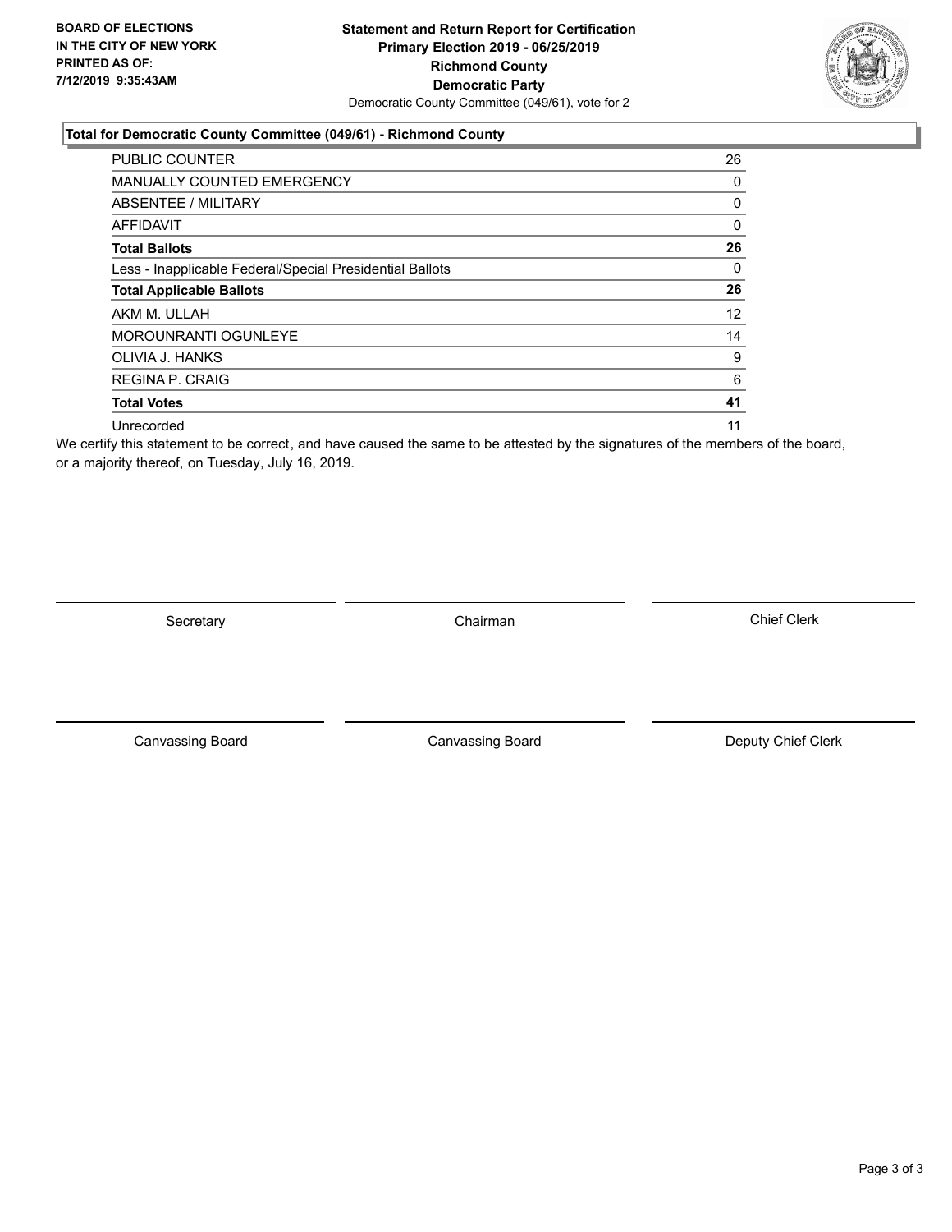**BOARD OF ELECTIONS IN THE CITY OF NEW YORK PRINTED AS OF: 7/12/2019 9:35:43AM**

**Statement and Return Report for Certification**
**Primary Election 2019 - 06/25/2019**
**Richmond County**
**Democratic Party**
Democratic County Committee (049/61), vote for 2

### Total for Democratic County Committee (049/61) - Richmond County

| | |
|---|---|
| PUBLIC COUNTER | 26 |
| MANUALLY COUNTED EMERGENCY | 0 |
| ABSENTEE / MILITARY | 0 |
| AFFIDAVIT | 0 |
| **Total Ballots** | **26** |
| Less - Inapplicable Federal/Special Presidential Ballots | 0 |
| **Total Applicable Ballots** | **26** |
| AKM M. ULLAH | 12 |
| MOROUNRANTI OGUNLEYE | 14 |
| OLIVIA J. HANKS | 9 |
| REGINA P. CRAIG | 6 |
| **Total Votes** | **41** |
| Unrecorded | 11 |

We certify this statement to be correct, and have caused the same to be attested by the signatures of the members of the board, or a majority thereof, on Tuesday, July 16, 2019.

Secretary | Chairman | Chief Clerk

Canvassing Board | Canvassing Board | Deputy Chief Clerk